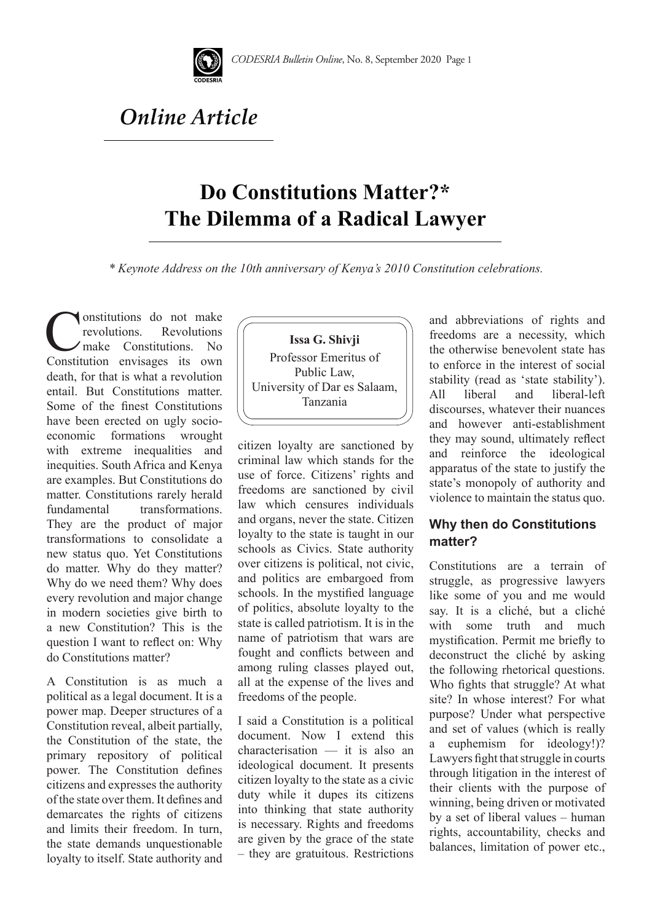## Online Article

# Do Constitutions Matter?* The Dilemma of a Radical Lawyer

*\* Keynote Address on the 10th anniversary of Kenya's 2010 Constitution celebrations.*

**Issa G. Shivji**
Professor Emeritus of Public Law,
University of Dar es Salaam,
Tanzania

Constitutions do not make revolutions. Revolutions make Constitutions. No Constitution envisages its own death, for that is what a revolution entail. But Constitutions matter. Some of the finest Constitutions have been erected on ugly socio-economic formations wrought with extreme inequalities and inequities. South Africa and Kenya are examples. But Constitutions do matter. Constitutions rarely herald fundamental transformations. They are the product of major transformations to consolidate a new status quo. Yet Constitutions do matter. Why do they matter? Why do we need them? Why does every revolution and major change in modern societies give birth to a new Constitution? This is the question I want to reflect on: Why do Constitutions matter?

A Constitution is as much a political as a legal document. It is a power map. Deeper structures of a Constitution reveal, albeit partially, the Constitution of the state, the primary repository of political power. The Constitution defines citizens and expresses the authority of the state over them. It defines and demarcates the rights of citizens and limits their freedom. In turn, the state demands unquestionable loyalty to itself. State authority and citizen loyalty are sanctioned by criminal law which stands for the use of force. Citizens' rights and freedoms are sanctioned by civil law which censures individuals and organs, never the state. Citizen loyalty to the state is taught in our schools as Civics. State authority over citizens is political, not civic, and politics are embargoed from schools. In the mystified language of politics, absolute loyalty to the state is called patriotism. It is in the name of patriotism that wars are fought and conflicts between and among ruling classes played out, all at the expense of the lives and freedoms of the people.

I said a Constitution is a political document. Now I extend this characterisation — it is also an ideological document. It presents citizen loyalty to the state as a civic duty while it dupes its citizens into thinking that state authority is necessary. Rights and freedoms are given by the grace of the state – they are gratuitous. Restrictions and abbreviations of rights and freedoms are a necessity, which the otherwise benevolent state has to enforce in the interest of social stability (read as 'state stability'). All liberal and liberal-left discourses, whatever their nuances and however anti-establishment they may sound, ultimately reflect and reinforce the ideological apparatus of the state to justify the state's monopoly of authority and violence to maintain the status quo.

### Why then do Constitutions matter?

Constitutions are a terrain of struggle, as progressive lawyers like some of you and me would say. It is a cliché, but a cliché with some truth and much mystification. Permit me briefly to deconstruct the cliché by asking the following rhetorical questions. Who fights that struggle? At what site? In whose interest? For what purpose? Under what perspective and set of values (which is really a euphemism for ideology!)? Lawyers fight that struggle in courts through litigation in the interest of their clients with the purpose of winning, being driven or motivated by a set of liberal values – human rights, accountability, checks and balances, limitation of power etc.,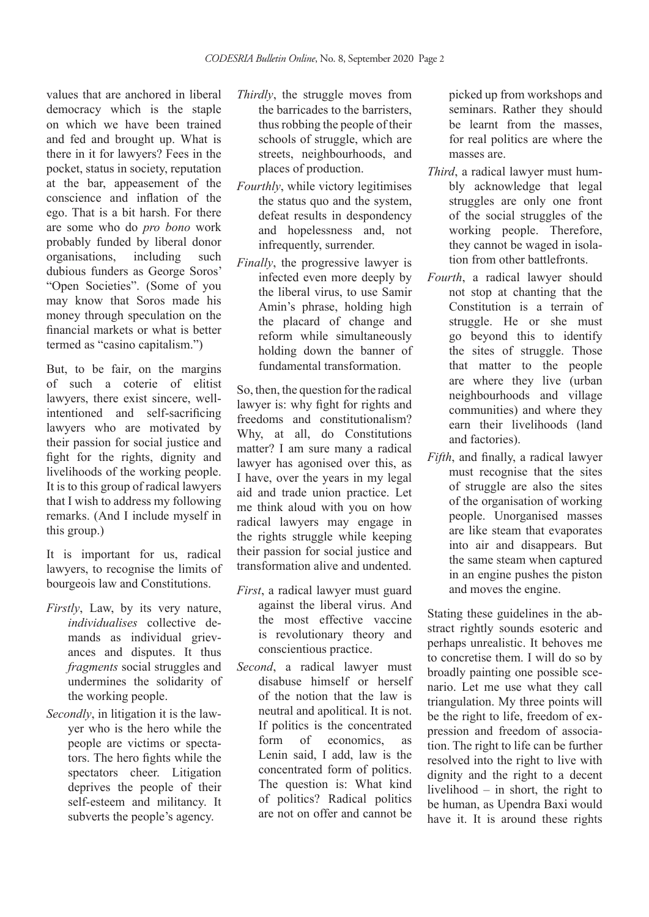values that are anchored in liberal democracy which is the staple on which we have been trained and fed and brought up. What is there in it for lawyers? Fees in the pocket, status in society, reputation at the bar, appeasement of the conscience and inflation of the ego. That is a bit harsh. For there are some who do *pro bono* work probably funded by liberal donor organisations, including such dubious funders as George Soros' "Open Societies". (Some of you may know that Soros made his money through speculation on the financial markets or what is better termed as "casino capitalism.")

But, to be fair, on the margins of such a coterie of elitist lawyers, there exist sincere, well-intentioned and self-sacrificing lawyers who are motivated by their passion for social justice and fight for the rights, dignity and livelihoods of the working people. It is to this group of radical lawyers that I wish to address my following remarks. (And I include myself in this group.)

It is important for us, radical lawyers, to recognise the limits of bourgeois law and Constitutions.

*Firstly*, Law, by its very nature, *individualises* collective demands as individual grievances and disputes. It thus *fragments* social struggles and undermines the solidarity of the working people.

*Secondly*, in litigation it is the lawyer who is the hero while the people are victims or spectators. The hero fights while the spectators cheer. Litigation deprives the people of their self-esteem and militancy. It subverts the people's agency.

*Thirdly*, the struggle moves from the barricades to the barristers, thus robbing the people of their schools of struggle, which are streets, neighbourhoods, and places of production.

*Fourthly*, while victory legitimises the status quo and the system, defeat results in despondency and hopelessness and, not infrequently, surrender.

*Finally*, the progressive lawyer is infected even more deeply by the liberal virus, to use Samir Amin's phrase, holding high the placard of change and reform while simultaneously holding down the banner of fundamental transformation.

So, then, the question for the radical lawyer is: why fight for rights and freedoms and constitutionalism? Why, at all, do Constitutions matter? I am sure many a radical lawyer has agonised over this, as I have, over the years in my legal aid and trade union practice. Let me think aloud with you on how radical lawyers may engage in the rights struggle while keeping their passion for social justice and transformation alive and undented.

*First*, a radical lawyer must guard against the liberal virus. And the most effective vaccine is revolutionary theory and conscientious practice.

*Second*, a radical lawyer must disabuse himself or herself of the notion that the law is neutral and apolitical. It is not. If politics is the concentrated form of economics, as Lenin said, I add, law is the concentrated form of politics. The question is: What kind of politics? Radical politics are not on offer and cannot be picked up from workshops and seminars. Rather they should be learnt from the masses, for real politics are where the masses are.

*Third*, a radical lawyer must humbly acknowledge that legal struggles are only one front of the social struggles of the working people. Therefore, they cannot be waged in isolation from other battlefronts.

*Fourth*, a radical lawyer should not stop at chanting that the Constitution is a terrain of struggle. He or she must go beyond this to identify the sites of struggle. Those that matter to the people are where they live (urban neighbourhoods and village communities) and where they earn their livelihoods (land and factories).

*Fifth*, and finally, a radical lawyer must recognise that the sites of struggle are also the sites of the organisation of working people. Unorganised masses are like steam that evaporates into air and disappears. But the same steam when captured in an engine pushes the piston and moves the engine.

Stating these guidelines in the abstract rightly sounds esoteric and perhaps unrealistic. It behoves me to concretise them. I will do so by broadly painting one possible scenario. Let me use what they call triangulation. My three points will be the right to life, freedom of expression and freedom of association. The right to life can be further resolved into the right to live with dignity and the right to a decent livelihood – in short, the right to be human, as Upendra Baxi would have it. It is around these rights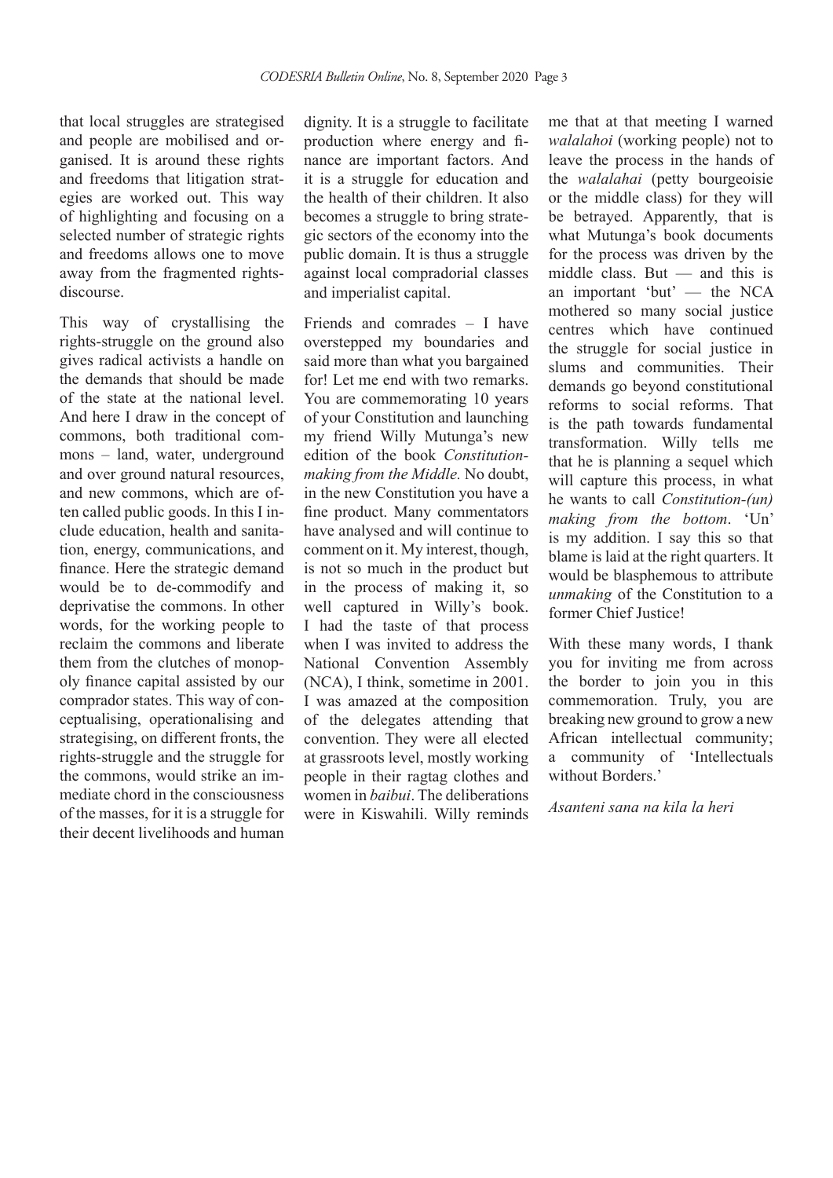that local struggles are strategised and people are mobilised and organised. It is around these rights and freedoms that litigation strategies are worked out. This way of highlighting and focusing on a selected number of strategic rights and freedoms allows one to move away from the fragmented rights-discourse.

This way of crystallising the rights-struggle on the ground also gives radical activists a handle on the demands that should be made of the state at the national level. And here I draw in the concept of commons, both traditional commons – land, water, underground and over ground natural resources, and new commons, which are often called public goods. In this I include education, health and sanitation, energy, communications, and finance. Here the strategic demand would be to de-commodify and deprivatise the commons. In other words, for the working people to reclaim the commons and liberate them from the clutches of monopoly finance capital assisted by our comprador states. This way of conceptualising, operationalising and strategising, on different fronts, the rights-struggle and the struggle for the commons, would strike an immediate chord in the consciousness of the masses, for it is a struggle for their decent livelihoods and human dignity. It is a struggle to facilitate production where energy and finance are important factors. And it is a struggle for education and the health of their children. It also becomes a struggle to bring strategic sectors of the economy into the public domain. It is thus a struggle against local compradorial classes and imperialist capital.

Friends and comrades – I have overstepped my boundaries and said more than what you bargained for! Let me end with two remarks. You are commemorating 10 years of your Constitution and launching my friend Willy Mutunga's new edition of the book *Constitution-making from the Middle.* No doubt, in the new Constitution you have a fine product. Many commentators have analysed and will continue to comment on it. My interest, though, is not so much in the product but in the process of making it, so well captured in Willy's book. I had the taste of that process when I was invited to address the National Convention Assembly (NCA), I think, sometime in 2001. I was amazed at the composition of the delegates attending that convention. They were all elected at grassroots level, mostly working people in their ragtag clothes and women in *baibui*. The deliberations were in Kiswahili. Willy reminds me that at that meeting I warned *walalahoi* (working people) not to leave the process in the hands of the *walalahai* (petty bourgeoisie or the middle class) for they will be betrayed. Apparently, that is what Mutunga's book documents for the process was driven by the middle class. But — and this is an important 'but' — the NCA mothered so many social justice centres which have continued the struggle for social justice in slums and communities. Their demands go beyond constitutional reforms to social reforms. That is the path towards fundamental transformation. Willy tells me that he is planning a sequel which will capture this process, in what he wants to call *Constitution-(un) making from the bottom*. 'Un' is my addition. I say this so that blame is laid at the right quarters. It would be blasphemous to attribute *unmaking* of the Constitution to a former Chief Justice!

With these many words, I thank you for inviting me from across the border to join you in this commemoration. Truly, you are breaking new ground to grow a new African intellectual community; a community of 'Intellectuals without Borders.'

*Asanteni sana na kila la heri*